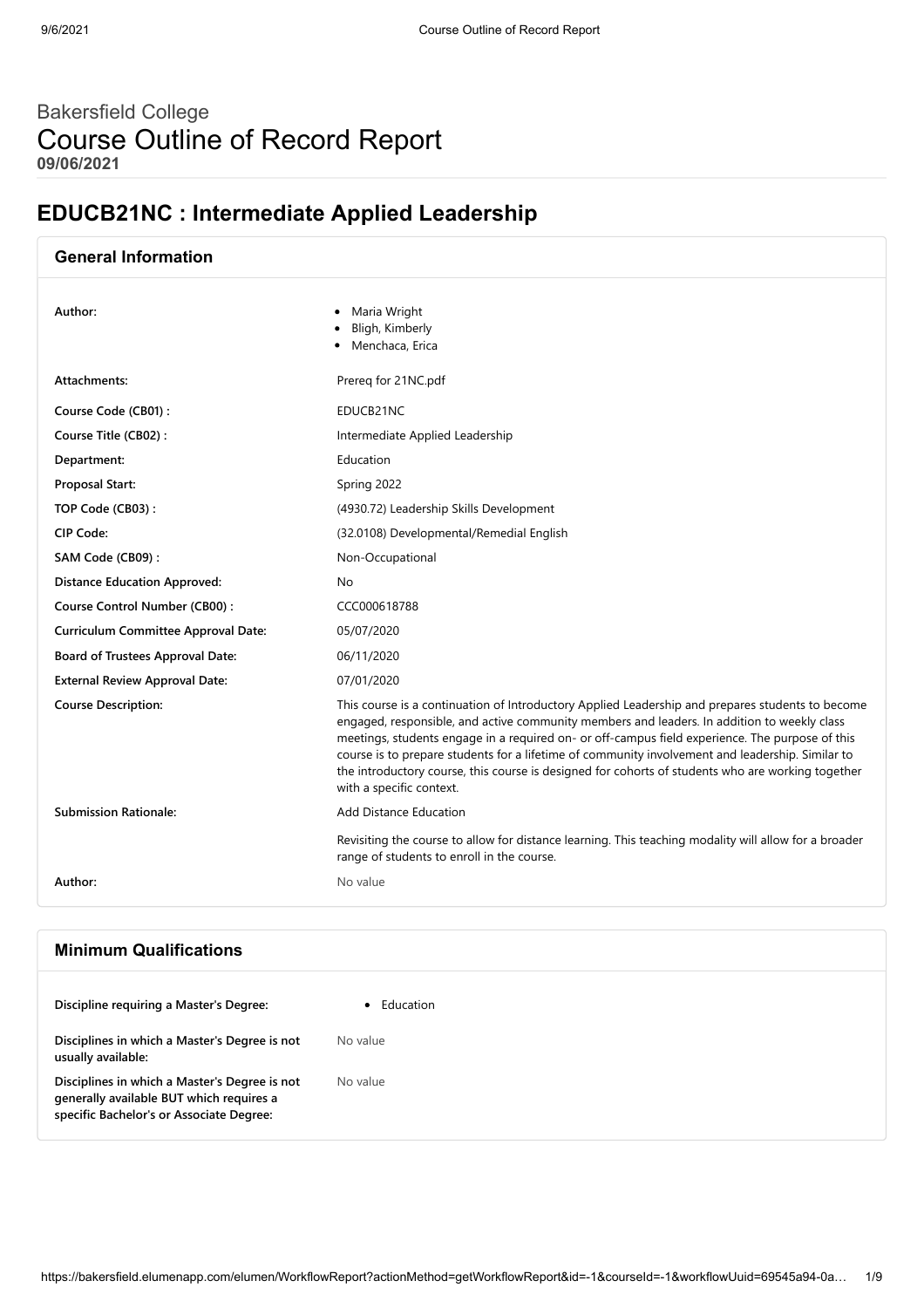# Bakersfield College
# Course Outline of Record Report
**09/06/2021**

## EDUCB21NC : Intermediate Applied Leadership

### General Information

| | |
|---|---|
| **Author:** | • Maria Wright<br>• Bligh, Kimberly<br>• Menchaca, Erica |
| **Attachments:** | Prereq for 21NC.pdf |
| **Course Code (CB01) :** | EDUCB21NC |
| **Course Title (CB02) :** | Intermediate Applied Leadership |
| **Department:** | Education |
| **Proposal Start:** | Spring 2022 |
| **TOP Code (CB03) :** | (4930.72) Leadership Skills Development |
| **CIP Code:** | (32.0108) Developmental/Remedial English |
| **SAM Code (CB09) :** | Non-Occupational |
| **Distance Education Approved:** | No |
| **Course Control Number (CB00) :** | CCC000618788 |
| **Curriculum Committee Approval Date:** | 05/07/2020 |
| **Board of Trustees Approval Date:** | 06/11/2020 |
| **External Review Approval Date:** | 07/01/2020 |
| **Course Description:** | This course is a continuation of Introductory Applied Leadership and prepares students to become engaged, responsible, and active community members and leaders. In addition to weekly class meetings, students engage in a required on- or off-campus field experience. The purpose of this course is to prepare students for a lifetime of community involvement and leadership. Similar to the introductory course, this course is designed for cohorts of students who are working together with a specific context. |
| **Submission Rationale:** | Add Distance Education<br><br>Revisiting the course to allow for distance learning. This teaching modality will allow for a broader range of students to enroll in the course. |
| **Author:** | No value |

### Minimum Qualifications

| | |
|---|---|
| **Discipline requiring a Master's Degree:** | • Education |
| **Disciplines in which a Master's Degree is not usually available:** | No value |
| **Disciplines in which a Master's Degree is not generally available BUT which requires a specific Bachelor's or Associate Degree:** | No value |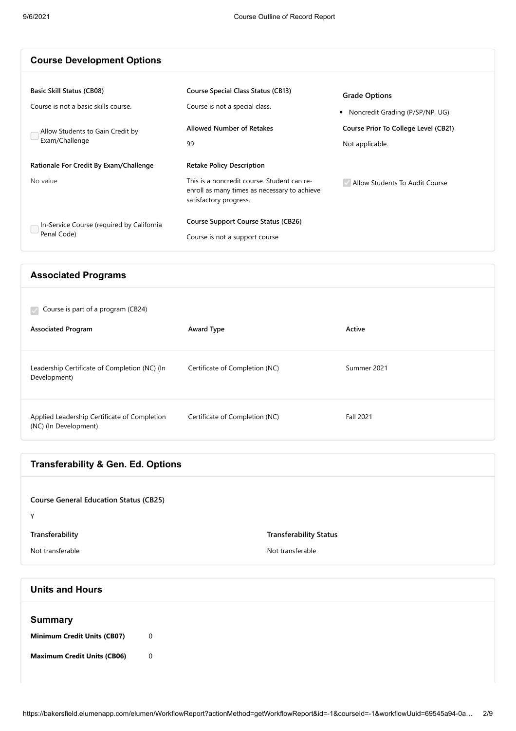## Course Development Options

**Basic Skill Status (CB08)**

Course is not a basic skills course.

☐ Allow Students to Gain Credit by Exam/Challenge

**Rationale For Credit By Exam/Challenge**

No value

☐ In-Service Course (required by California Penal Code)

**Course Special Class Status (CB13)**

Course is not a special class.

**Allowed Number of Retakes**

99

**Retake Policy Description**

This is a noncredit course. Student can re-enroll as many times as necessary to achieve satisfactory progress.

**Course Support Course Status (CB26)**

Course is not a support course

**Grade Options**

- Noncredit Grading (P/SP/NP, UG)

**Course Prior To College Level (CB21)**

Not applicable.

☑ Allow Students To Audit Course

## Associated Programs

☑ Course is part of a program (CB24)

| Associated Program | Award Type | Active |
| --- | --- | --- |
| Leadership Certificate of Completion (NC) (In Development) | Certificate of Completion (NC) | Summer 2021 |
| Applied Leadership Certificate of Completion (NC) (In Development) | Certificate of Completion (NC) | Fall 2021 |

## Transferability & Gen. Ed. Options

**Course General Education Status (CB25)**

Y

| Transferability | Transferability Status |
| --- | --- |
| Not transferable | Not transferable |

## Units and Hours

### Summary

**Minimum Credit Units (CB07)** 0

**Maximum Credit Units (CB06)** 0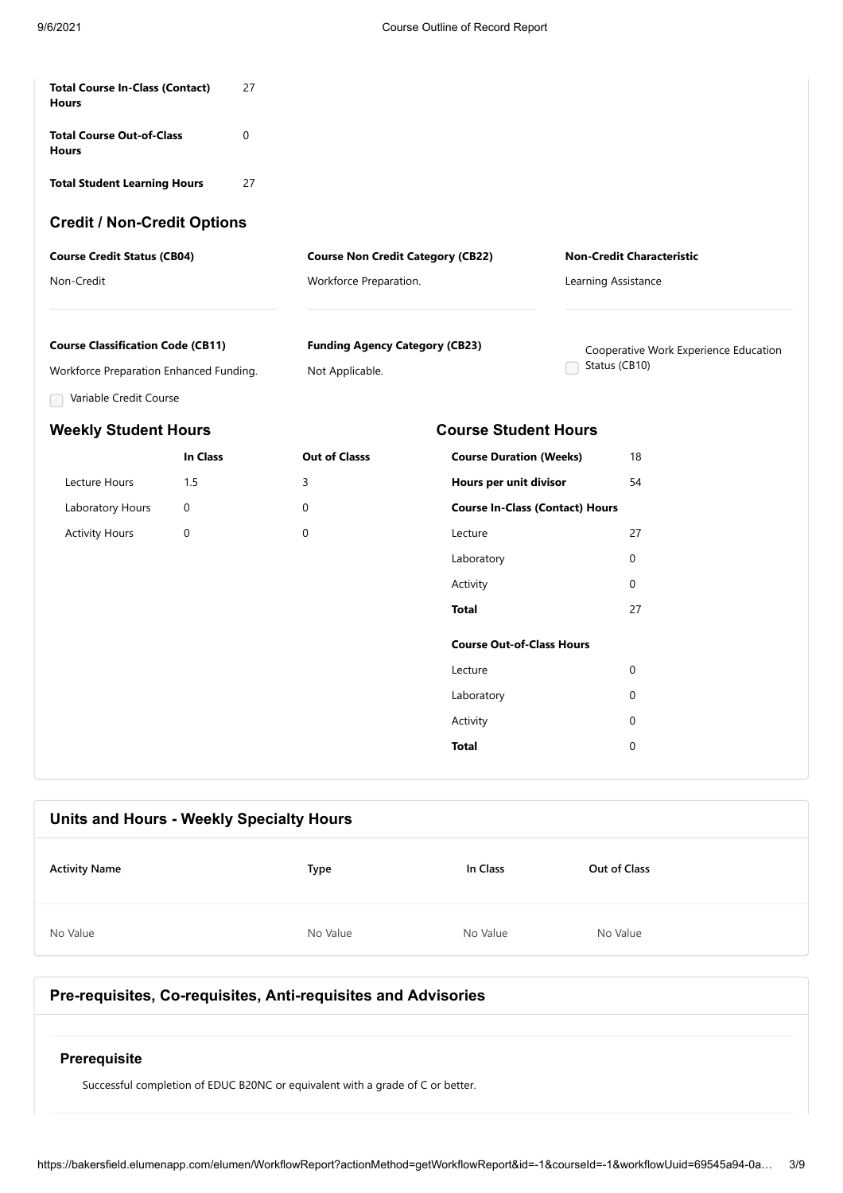| | |
|---|---|
| **Total Course In-Class (Contact) Hours** | 27 |
| **Total Course Out-of-Class Hours** | 0 |
| **Total Student Learning Hours** | 27 |

## Credit / Non-Credit Options

**Course Credit Status (CB04)**

Non-Credit

**Course Non Credit Category (CB22)**

Workforce Preparation.

**Non-Credit Characteristic**

Learning Assistance

**Course Classification Code (CB11)**

Workforce Preparation Enhanced Funding.

**Funding Agency Category (CB23)**

Not Applicable.

☐ Cooperative Work Experience Education Status (CB10)

☐ Variable Credit Course

## Weekly Student Hours

| | In Class | Out of Classs |
|---|---|---|
| Lecture Hours | 1.5 | 3 |
| Laboratory Hours | 0 | 0 |
| Activity Hours | 0 | 0 |

## Course Student Hours

| | |
|---|---|
| **Course Duration (Weeks)** | 18 |
| **Hours per unit divisor** | 54 |
| **Course In-Class (Contact) Hours** | |
| Lecture | 27 |
| Laboratory | 0 |
| Activity | 0 |
| **Total** | 27 |
| **Course Out-of-Class Hours** | |
| Lecture | 0 |
| Laboratory | 0 |
| Activity | 0 |
| **Total** | 0 |

## Units and Hours - Weekly Specialty Hours

| Activity Name | Type | In Class | Out of Class |
|---|---|---|---|
| No Value | No Value | No Value | No Value |

## Pre-requisites, Co-requisites, Anti-requisites and Advisories

### Prerequisite

Successful completion of EDUC B20NC or equivalent with a grade of C or better.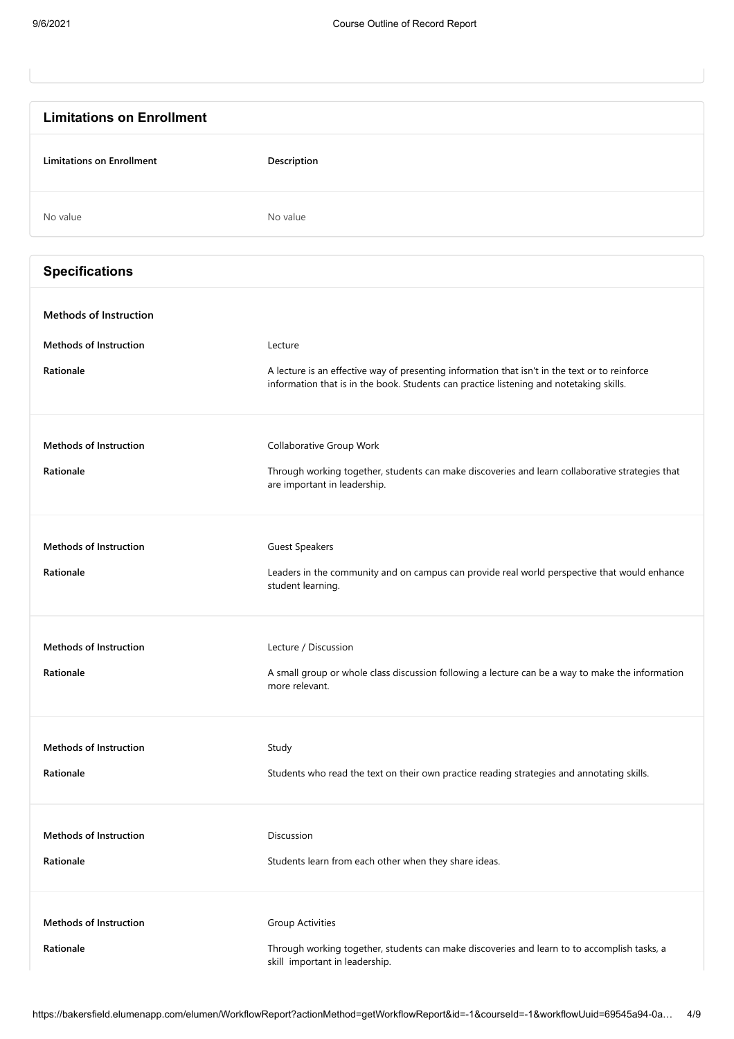## Limitations on Enrollment

| Limitations on Enrollment | Description |
|---|---|
| No value | No value |

## Specifications

### Methods of Instruction

**Methods of Instruction** Lecture

**Rationale** A lecture is an effective way of presenting information that isn't in the text or to reinforce information that is in the book. Students can practice listening and notetaking skills.

**Methods of Instruction** Collaborative Group Work

**Rationale** Through working together, students can make discoveries and learn collaborative strategies that are important in leadership.

**Methods of Instruction** Guest Speakers

**Rationale** Leaders in the community and on campus can provide real world perspective that would enhance student learning.

**Methods of Instruction** Lecture / Discussion

**Rationale** A small group or whole class discussion following a lecture can be a way to make the information more relevant.

**Methods of Instruction** Study

**Rationale** Students who read the text on their own practice reading strategies and annotating skills.

**Methods of Instruction** Discussion

**Rationale** Students learn from each other when they share ideas.

**Methods of Instruction** Group Activities

**Rationale** Through working together, students can make discoveries and learn to to accomplish tasks, a skill important in leadership.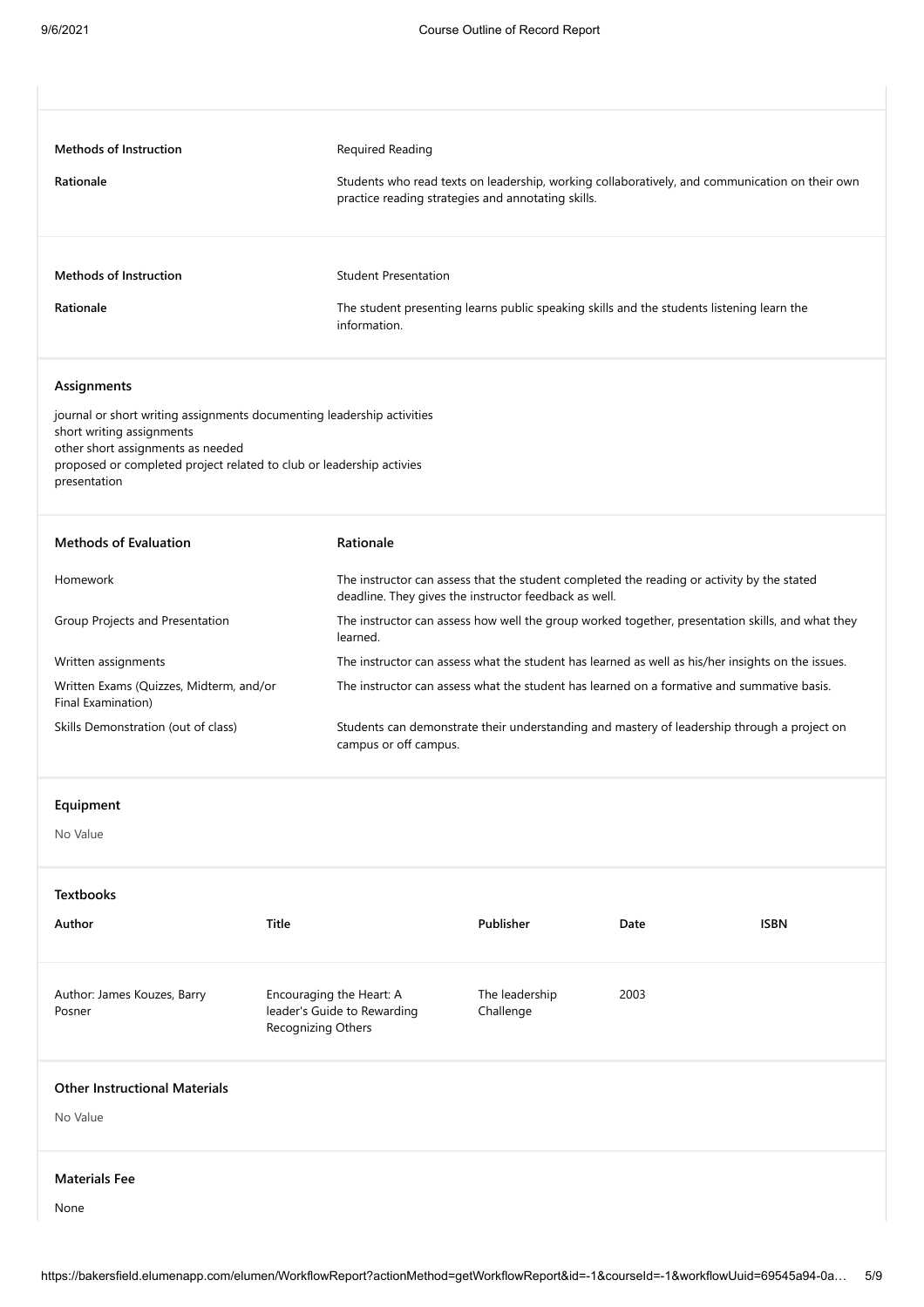| | |
|---|---|
| **Methods of Instruction** | Required Reading |
| **Rationale** | Students who read texts on leadership, working collaboratively, and communication on their own practice reading strategies and annotating skills. |

| | |
|---|---|
| **Methods of Instruction** | Student Presentation |
| **Rationale** | The student presenting learns public speaking skills and the students listening learn the information. |

### Assignments

journal or short writing assignments documenting leadership activities
short writing assignments
other short assignments as needed
proposed or completed project related to club or leadership activies
presentation

| Methods of Evaluation | Rationale |
|---|---|
| Homework | The instructor can assess that the student completed the reading or activity by the stated deadline. They give the instructor feedback as well. |
| Group Projects and Presentation | The instructor can assess how well the group worked together, presentation skills, and what they learned. |
| Written assignments | The instructor can assess what the student has learned as well as his/her insights on the issues. |
| Written Exams (Quizzes, Midterm, and/or Final Examination) | The instructor can assess what the student has learned on a formative and summative basis. |
| Skills Demonstration (out of class) | Students can demonstrate their understanding and mastery of leadership through a project on campus or off campus. |

### Equipment

No Value

### Textbooks

| Author | Title | Publisher | Date | ISBN |
|---|---|---|---|---|
| Author: James Kouzes, Barry Posner | Encouraging the Heart: A leader's Guide to Rewarding Recognizing Others | The leadership Challenge | 2003 | |

### Other Instructional Materials

No Value

### Materials Fee

None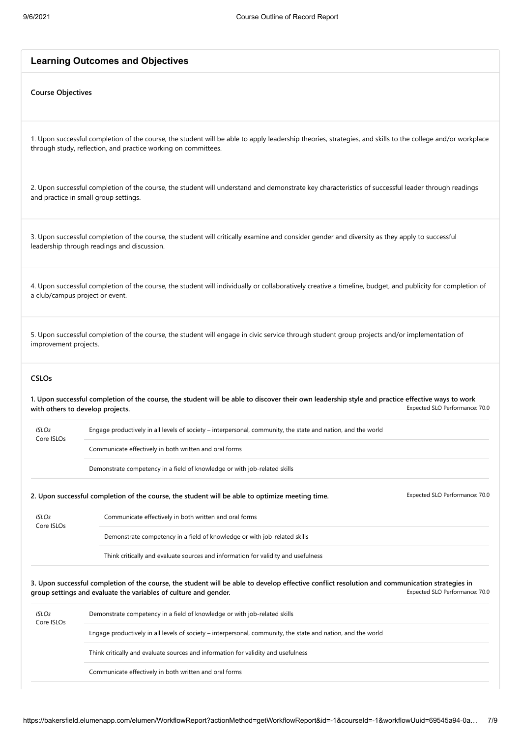## Learning Outcomes and Objectives

### Course Objectives

1. Upon successful completion of the course, the student will be able to apply leadership theories, strategies, and skills to the college and/or workplace through study, reflection, and practice working on committees.

2. Upon successful completion of the course, the student will understand and demonstrate key characteristics of successful leader through readings and practice in small group settings.

3. Upon successful completion of the course, the student will critically examine and consider gender and diversity as they apply to successful leadership through readings and discussion.

4. Upon successful completion of the course, the student will individually or collaboratively creative a timeline, budget, and publicity for completion of a club/campus project or event.

5. Upon successful completion of the course, the student will engage in civic service through student group projects and/or implementation of improvement projects.

### CSLOs

**1. Upon successful completion of the course, the student will be able to discover their own leadership style and practice effective ways to work with others to develop projects.** Expected SLO Performance: 70.0

| *ISLOs* Core ISLOs | |
|---|---|
| | Engage productively in all levels of society – interpersonal, community, the state and nation, and the world |
| | Communicate effectively in both written and oral forms |
| | Demonstrate competency in a field of knowledge or with job-related skills |

**2. Upon successful completion of the course, the student will be able to optimize meeting time.** Expected SLO Performance: 70.0

| *ISLOs* Core ISLOs | |
|---|---|
| | Communicate effectively in both written and oral forms |
| | Demonstrate competency in a field of knowledge or with job-related skills |
| | Think critically and evaluate sources and information for validity and usefulness |

**3. Upon successful completion of the course, the student will be able to develop effective conflict resolution and communication strategies in group settings and evaluate the variables of culture and gender.** Expected SLO Performance: 70.0

| *ISLOs* Core ISLOs | |
|---|---|
| | Demonstrate competency in a field of knowledge or with job-related skills |
| | Engage productively in all levels of society – interpersonal, community, the state and nation, and the world |
| | Think critically and evaluate sources and information for validity and usefulness |
| | Communicate effectively in both written and oral forms |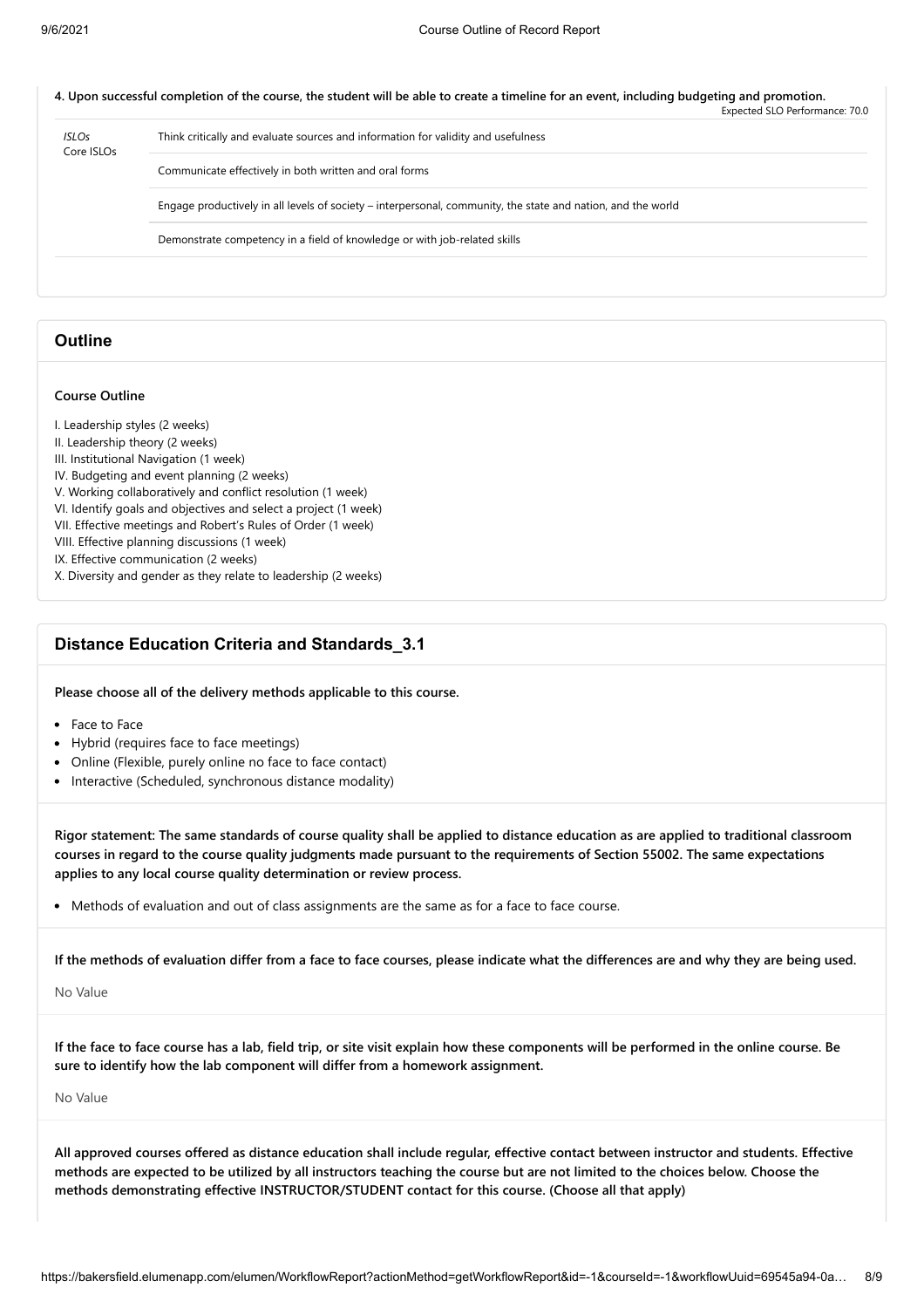**4. Upon successful completion of the course, the student will be able to create a timeline for an event, including budgeting and promotion.**

Expected SLO Performance: 70.0

| *ISLOs* Core ISLOs | |
| --- | --- |
| | Think critically and evaluate sources and information for validity and usefulness |
| | Communicate effectively in both written and oral forms |
| | Engage productively in all levels of society – interpersonal, community, the state and nation, and the world |
| | Demonstrate competency in a field of knowledge or with job-related skills |

## Outline

**Course Outline**

I. Leadership styles (2 weeks)
II. Leadership theory (2 weeks)
III. Institutional Navigation (1 week)
IV. Budgeting and event planning (2 weeks)
V. Working collaboratively and conflict resolution (1 week)
VI. Identify goals and objectives and select a project (1 week)
VII. Effective meetings and Robert's Rules of Order (1 week)
VIII. Effective planning discussions (1 week)
IX. Effective communication (2 weeks)
X. Diversity and gender as they relate to leadership (2 weeks)

## Distance Education Criteria and Standards_3.1

**Please choose all of the delivery methods applicable to this course.**

- Face to Face
- Hybrid (requires face to face meetings)
- Online (Flexible, purely online no face to face contact)
- Interactive (Scheduled, synchronous distance modality)

**Rigor statement: The same standards of course quality shall be applied to distance education as are applied to traditional classroom courses in regard to the course quality judgments made pursuant to the requirements of Section 55002. The same expectations applies to any local course quality determination or review process.**

- Methods of evaluation and out of class assignments are the same as for a face to face course.

**If the methods of evaluation differ from a face to face courses, please indicate what the differences are and why they are being used.**

No Value

**If the face to face course has a lab, field trip, or site visit explain how these components will be performed in the online course. Be sure to identify how the lab component will differ from a homework assignment.**

No Value

**All approved courses offered as distance education shall include regular, effective contact between instructor and students. Effective methods are expected to be utilized by all instructors teaching the course but are not limited to the choices below. Choose the methods demonstrating effective INSTRUCTOR/STUDENT contact for this course. (Choose all that apply)**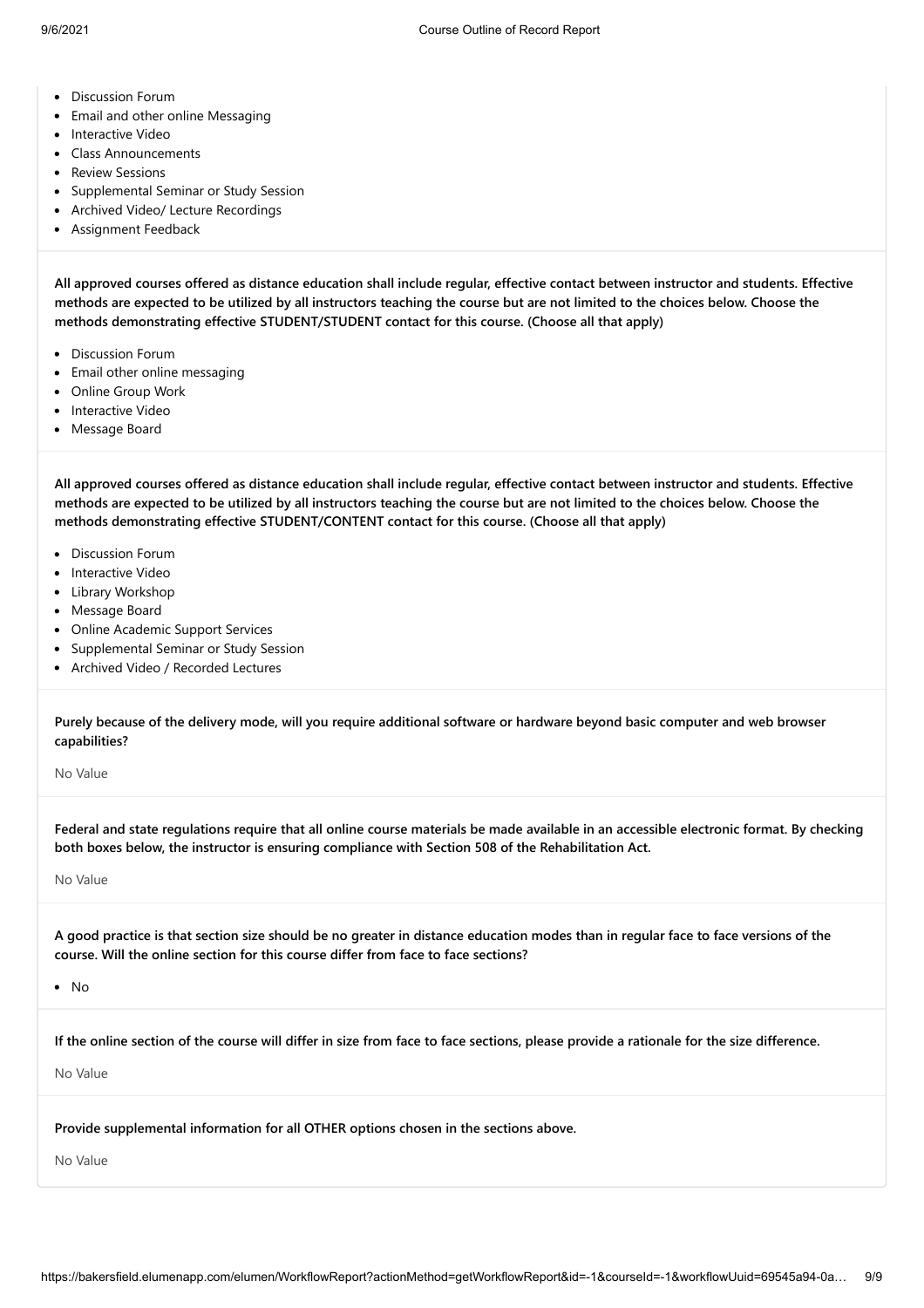- Discussion Forum
- Email and other online Messaging
- Interactive Video
- Class Announcements
- Review Sessions
- Supplemental Seminar or Study Session
- Archived Video/ Lecture Recordings
- Assignment Feedback

**All approved courses offered as distance education shall include regular, effective contact between instructor and students. Effective methods are expected to be utilized by all instructors teaching the course but are not limited to the choices below. Choose the methods demonstrating effective STUDENT/STUDENT contact for this course. (Choose all that apply)**

- Discussion Forum
- Email other online messaging
- Online Group Work
- Interactive Video
- Message Board

**All approved courses offered as distance education shall include regular, effective contact between instructor and students. Effective methods are expected to be utilized by all instructors teaching the course but are not limited to the choices below. Choose the methods demonstrating effective STUDENT/CONTENT contact for this course. (Choose all that apply)**

- Discussion Forum
- Interactive Video
- Library Workshop
- Message Board
- Online Academic Support Services
- Supplemental Seminar or Study Session
- Archived Video / Recorded Lectures

**Purely because of the delivery mode, will you require additional software or hardware beyond basic computer and web browser capabilities?**

No Value

**Federal and state regulations require that all online course materials be made available in an accessible electronic format. By checking both boxes below, the instructor is ensuring compliance with Section 508 of the Rehabilitation Act.**

No Value

**A good practice is that section size should be no greater in distance education modes than in regular face to face versions of the course. Will the online section for this course differ from face to face sections?**

- No

**If the online section of the course will differ in size from face to face sections, please provide a rationale for the size difference.**

No Value

**Provide supplemental information for all OTHER options chosen in the sections above.**

No Value